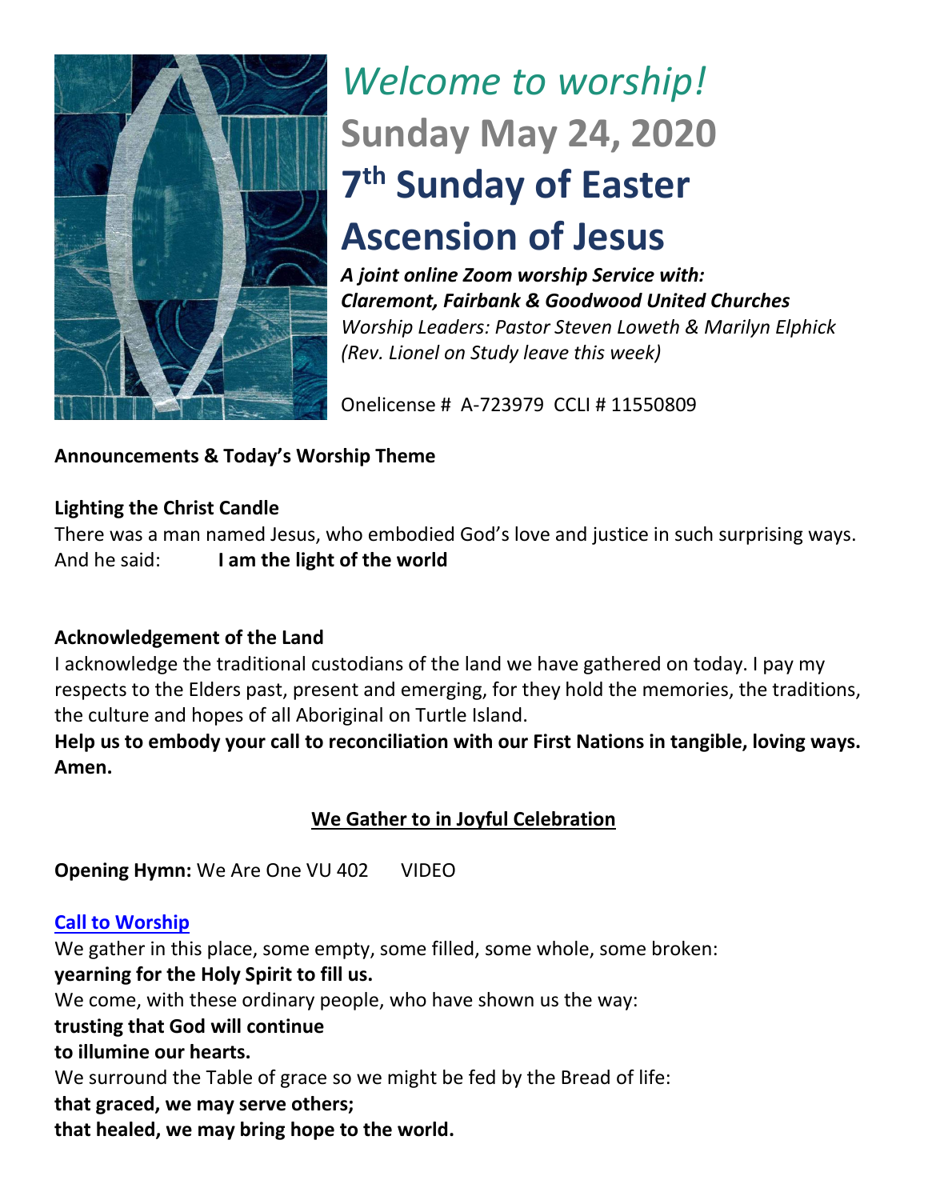# *Welcome to worship!*

## Sunday May 24, 2020

# 7th Sunday of Easter

# Ascension of Jesus

***A joint online Zoom worship Service with:***
***Claremont, Fairbank & Goodwood United Churches***
*Worship Leaders: Pastor Steven Loweth & Marilyn Elphick*
*(Rev. Lionel on Study leave this week)*

Onelicense # A-723979 CCLI # 11550809

**Announcements & Today's Worship Theme**

**Lighting the Christ Candle**

There was a man named Jesus, who embodied God's love and justice in such surprising ways.
And he said: **I am the light of the world**

**Acknowledgement of the Land**

I acknowledge the traditional custodians of the land we have gathered on today. I pay my respects to the Elders past, present and emerging, for they hold the memories, the traditions, the culture and hopes of all Aboriginal on Turtle Island.
**Help us to embody your call to reconciliation with our First Nations in tangible, loving ways. Amen.**

**We Gather to in Joyful Celebration**

**Opening Hymn:** We Are One VU 402 VIDEO

**Call to Worship**

We gather in this place, some empty, some filled, some whole, some broken:
**yearning for the Holy Spirit to fill us.**
We come, with these ordinary people, who have shown us the way:
**trusting that God will continue**
**to illumine our hearts.**
We surround the Table of grace so we might be fed by the Bread of life:
**that graced, we may serve others;**
**that healed, we may bring hope to the world.**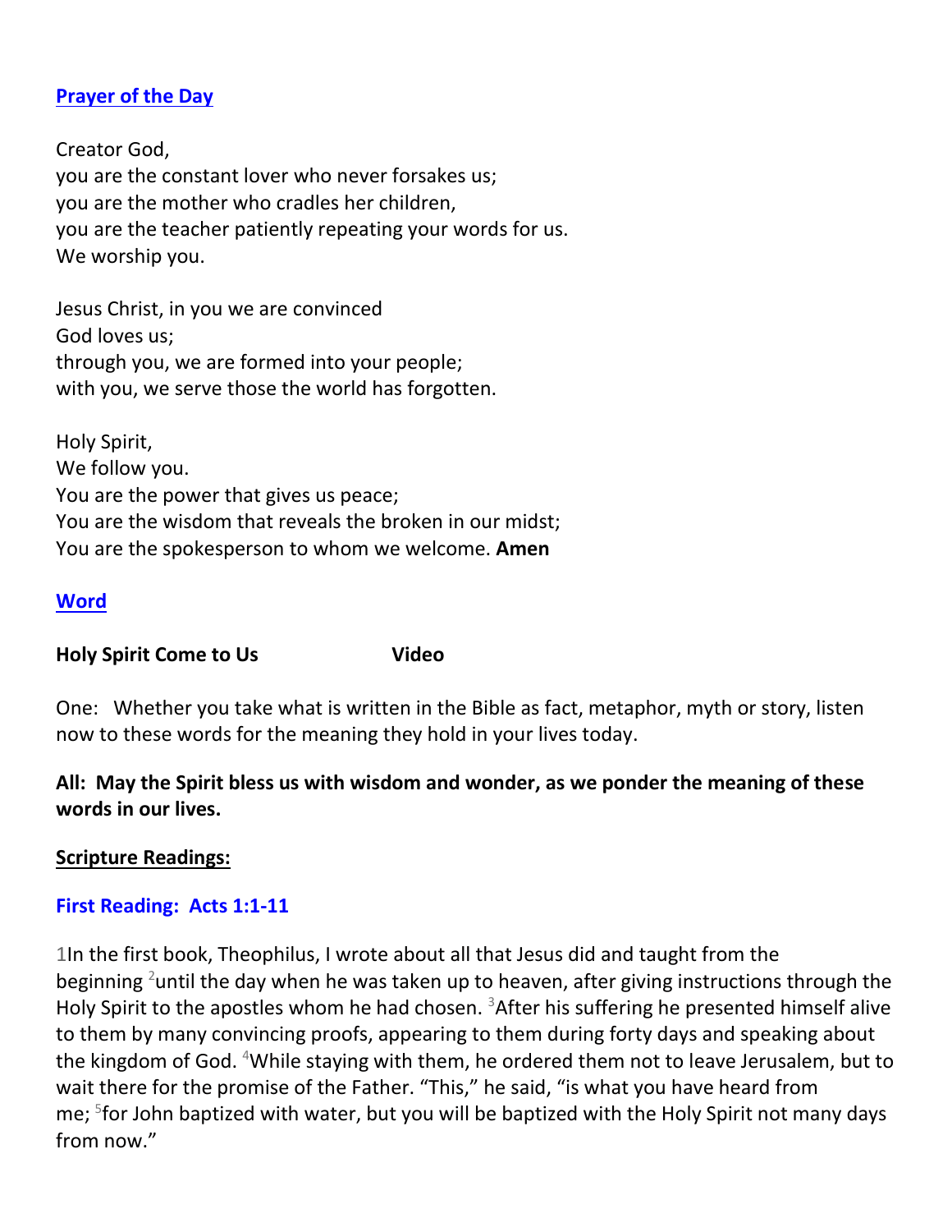**Prayer of the Day**

Creator God,
you are the constant lover who never forsakes us;
you are the mother who cradles her children,
you are the teacher patiently repeating your words for us.
We worship you.

Jesus Christ, in you we are convinced
God loves us;
through you, we are formed into your people;
with you, we serve those the world has forgotten.

Holy Spirit,
We follow you.
You are the power that gives us peace;
You are the wisdom that reveals the broken in our midst;
You are the spokesperson to whom we welcome. **Amen**

**Word**

**Holy Spirit Come to Us** **Video**

One: Whether you take what is written in the Bible as fact, metaphor, myth or story, listen now to these words for the meaning they hold in your lives today.

**All: May the Spirit bless us with wisdom and wonder, as we ponder the meaning of these words in our lives.**

**Scripture Readings:**

**First Reading: Acts 1:1-11**

1In the first book, Theophilus, I wrote about all that Jesus did and taught from the beginning 2until the day when he was taken up to heaven, after giving instructions through the Holy Spirit to the apostles whom he had chosen. 3After his suffering he presented himself alive to them by many convincing proofs, appearing to them during forty days and speaking about the kingdom of God. 4While staying with them, he ordered them not to leave Jerusalem, but to wait there for the promise of the Father. "This," he said, "is what you have heard from me; 5for John baptized with water, but you will be baptized with the Holy Spirit not many days from now."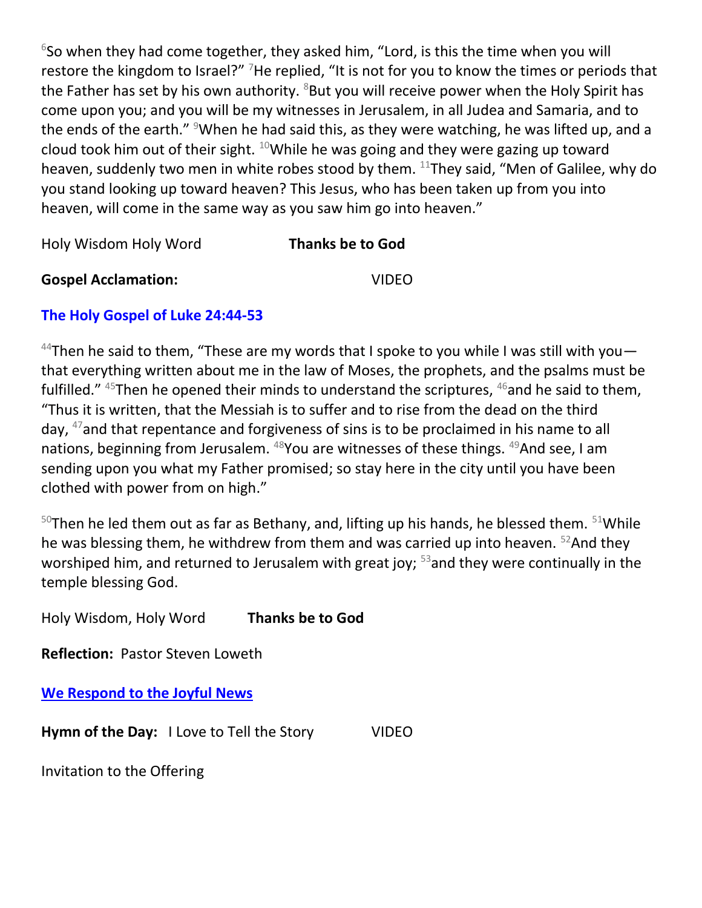[6]So when they had come together, they asked him, "Lord, is this the time when you will restore the kingdom to Israel?" [7]He replied, "It is not for you to know the times or periods that the Father has set by his own authority. [8]But you will receive power when the Holy Spirit has come upon you; and you will be my witnesses in Jerusalem, in all Judea and Samaria, and to the ends of the earth." [9]When he had said this, as they were watching, he was lifted up, and a cloud took him out of their sight. [10]While he was going and they were gazing up toward heaven, suddenly two men in white robes stood by them. [11]They said, "Men of Galilee, why do you stand looking up toward heaven? This Jesus, who has been taken up from you into heaven, will come in the same way as you saw him go into heaven."

Holy Wisdom Holy Word **Thanks be to God**

**Gospel Acclamation:** VIDEO

### The Holy Gospel of Luke 24:44-53

[44]Then he said to them, "These are my words that I spoke to you while I was still with you—that everything written about me in the law of Moses, the prophets, and the psalms must be fulfilled." [45]Then he opened their minds to understand the scriptures, [46]and he said to them, "Thus it is written, that the Messiah is to suffer and to rise from the dead on the third day, [47]and that repentance and forgiveness of sins is to be proclaimed in his name to all nations, beginning from Jerusalem. [48]You are witnesses of these things. [49]And see, I am sending upon you what my Father promised; so stay here in the city until you have been clothed with power from on high."

[50]Then he led them out as far as Bethany, and, lifting up his hands, he blessed them. [51]While he was blessing them, he withdrew from them and was carried up into heaven. [52]And they worshiped him, and returned to Jerusalem with great joy; [53]and they were continually in the temple blessing God.

Holy Wisdom, Holy Word **Thanks be to God**

**Reflection:** Pastor Steven Loweth

### We Respond to the Joyful News

**Hymn of the Day:** I Love to Tell the Story VIDEO

Invitation to the Offering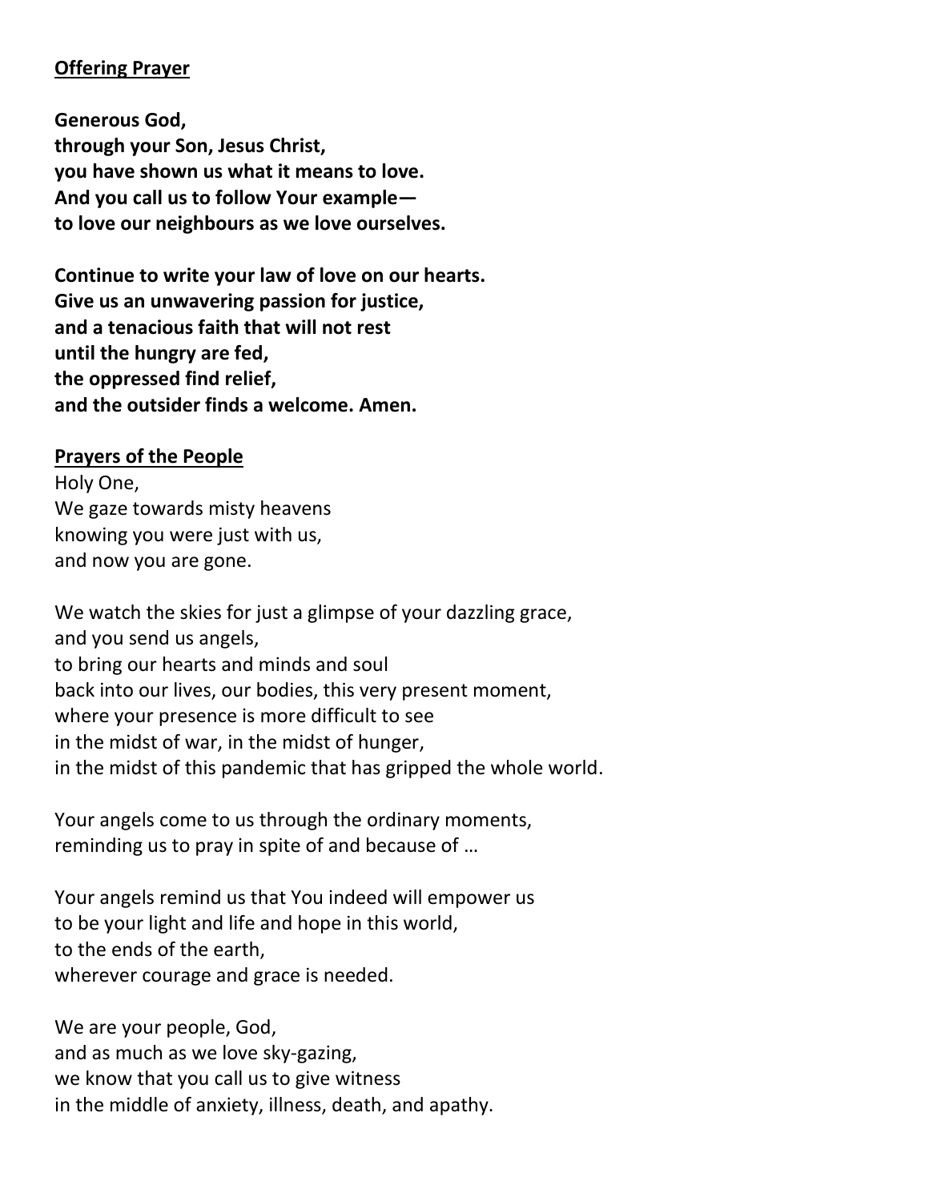**<u>Offering Prayer</u>**

**Generous God,**
**through your Son, Jesus Christ,**
**you have shown us what it means to love.**
**And you call us to follow Your example—**
**to love our neighbours as we love ourselves.**

**Continue to write your law of love on our hearts.**
**Give us an unwavering passion for justice,**
**and a tenacious faith that will not rest**
**until the hungry are fed,**
**the oppressed find relief,**
**and the outsider finds a welcome. Amen.**

**<u>Prayers of the People</u>**

Holy One,
We gaze towards misty heavens
knowing you were just with us,
and now you are gone.

We watch the skies for just a glimpse of your dazzling grace,
and you send us angels,
to bring our hearts and minds and soul
back into our lives, our bodies, this very present moment,
where your presence is more difficult to see
in the midst of war, in the midst of hunger,
in the midst of this pandemic that has gripped the whole world.

Your angels come to us through the ordinary moments,
reminding us to pray in spite of and because of …

Your angels remind us that You indeed will empower us
to be your light and life and hope in this world,
to the ends of the earth,
wherever courage and grace is needed.

We are your people, God,
and as much as we love sky-gazing,
we know that you call us to give witness
in the middle of anxiety, illness, death, and apathy.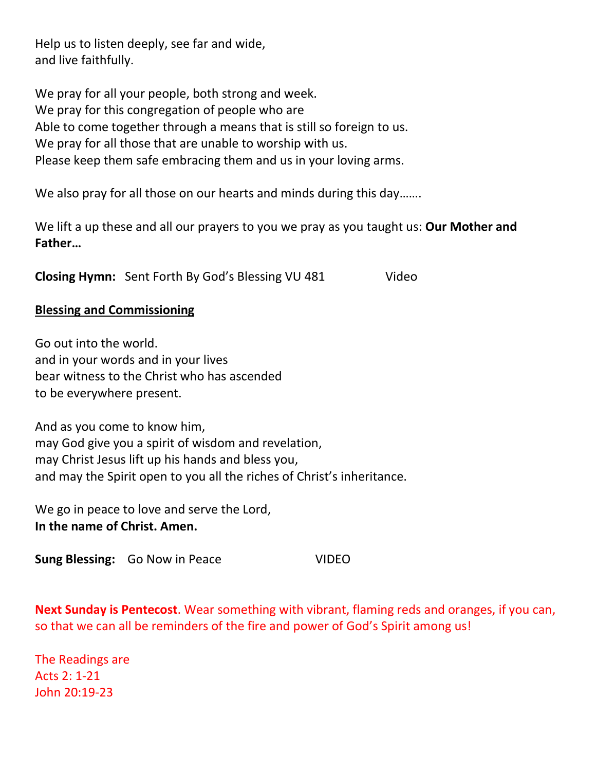Help us to listen deeply, see far and wide,
and live faithfully.

We pray for all your people, both strong and week.
We pray for this congregation of people who are
Able to come together through a means that is still so foreign to us.
We pray for all those that are unable to worship with us.
Please keep them safe embracing them and us in your loving arms.

We also pray for all those on our hearts and minds during this day…….

We lift a up these and all our prayers to you we pray as you taught us: **Our Mother and Father…**

**Closing Hymn:** Sent Forth By God's Blessing VU 481 Video

**Blessing and Commissioning**

Go out into the world.
and in your words and in your lives
bear witness to the Christ who has ascended
to be everywhere present.

And as you come to know him,
may God give you a spirit of wisdom and revelation,
may Christ Jesus lift up his hands and bless you,
and may the Spirit open to you all the riches of Christ's inheritance.

We go in peace to love and serve the Lord,
**In the name of Christ. Amen.**

**Sung Blessing:** Go Now in Peace VIDEO

**Next Sunday is Pentecost**. Wear something with vibrant, flaming reds and oranges, if you can, so that we can all be reminders of the fire and power of God's Spirit among us!

The Readings are
Acts 2: 1-21
John 20:19-23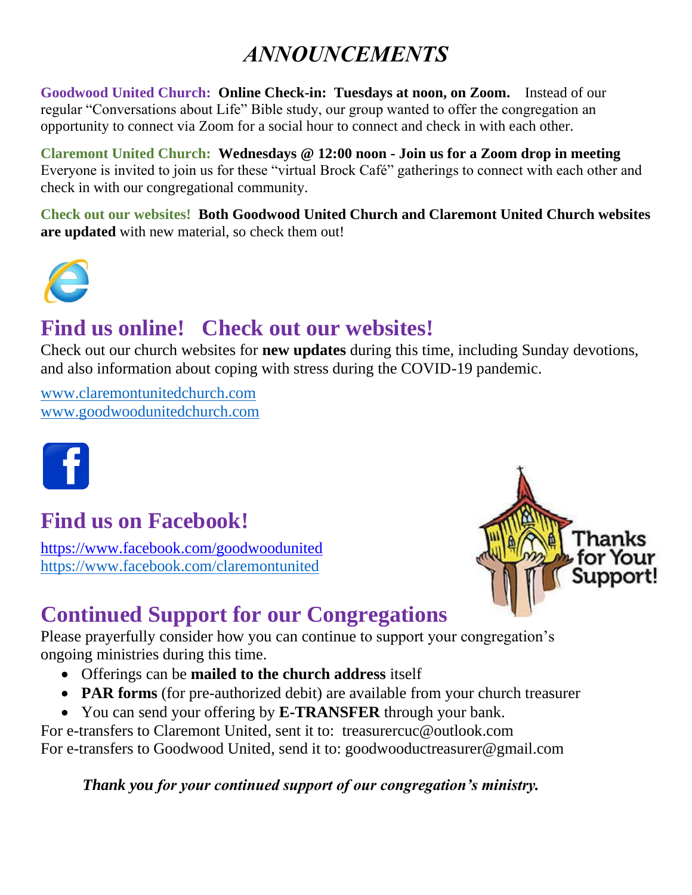# *ANNOUNCEMENTS*

**Goodwood United Church: Online Check-in: Tuesdays at noon, on Zoom.** Instead of our regular "Conversations about Life" Bible study, our group wanted to offer the congregation an opportunity to connect via Zoom for a social hour to connect and check in with each other.

**Claremont United Church: Wednesdays @ 12:00 noon - Join us for a Zoom drop in meeting** Everyone is invited to join us for these "virtual Brock Café" gatherings to connect with each other and check in with our congregational community.

**Check out our websites! Both Goodwood United Church and Claremont United Church websites are updated** with new material, so check them out!

## Find us online! Check out our websites!

Check out our church websites for **new updates** during this time, including Sunday devotions, and also information about coping with stress during the COVID-19 pandemic.

www.claremontunitedchurch.com
www.goodwoodunitedchurch.com

## Find us on Facebook!

https://www.facebook.com/goodwoodunited
https://www.facebook.com/claremontunited

Thanks for Your Support!

## Continued Support for our Congregations

Please prayerfully consider how you can continue to support your congregation's ongoing ministries during this time.

- Offerings can be **mailed to the church address** itself
- **PAR forms** (for pre-authorized debit) are available from your church treasurer
- You can send your offering by **E-TRANSFER** through your bank.

For e-transfers to Claremont United, sent it to: treasurercuc@outlook.com
For e-transfers to Goodwood United, send it to: goodwooductreasurer@gmail.com

***Thank you for your continued support of our congregation's ministry.***